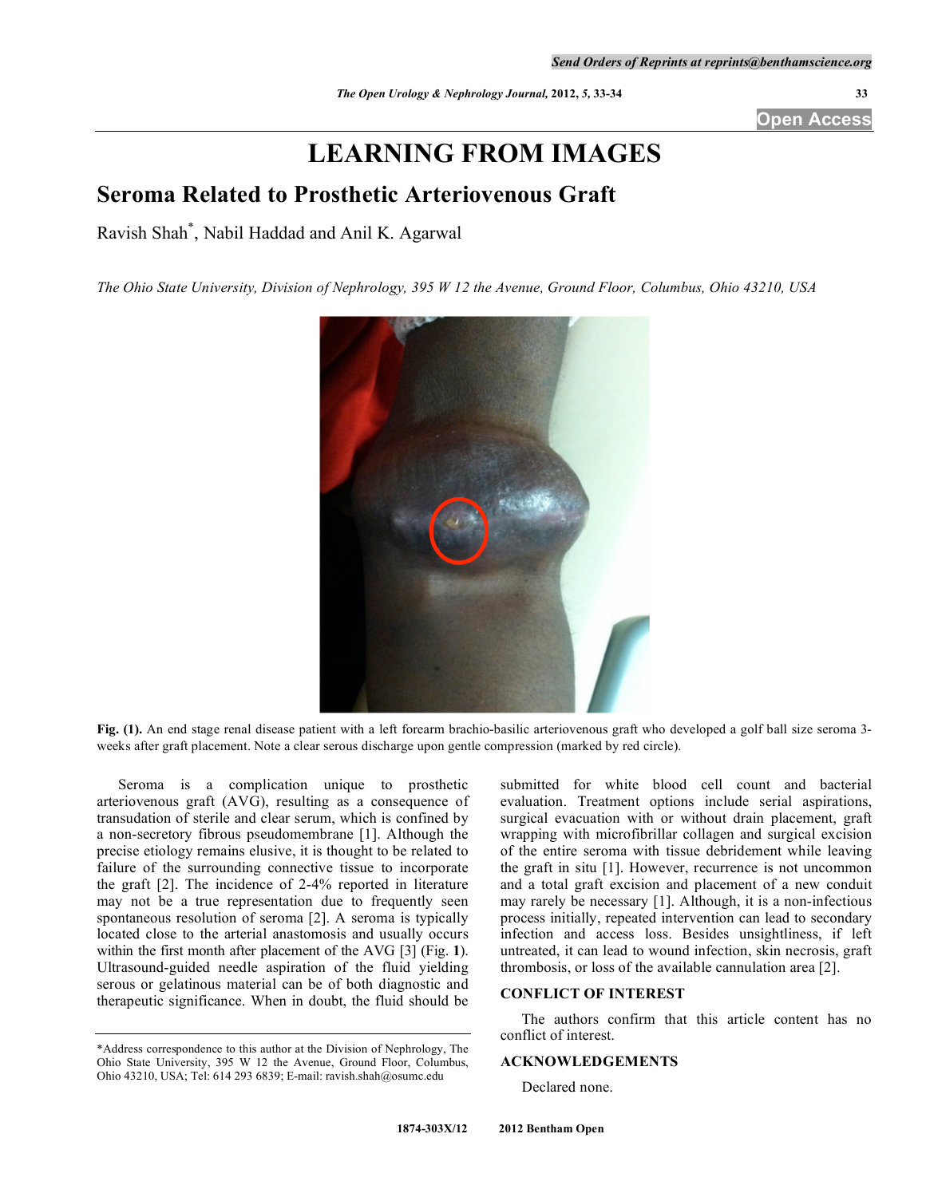# LEARNING FROM IMAGES

## Seroma Related to Prosthetic Arteriovenous Graft

Ravish Shah*, Nabil Haddad and Anil K. Agarwal

*The Ohio State University, Division of Nephrology, 395 W 12 the Avenue, Ground Floor, Columbus, Ohio 43210, USA*

**Fig. (1).** An end stage renal disease patient with a left forearm brachio-basilic arteriovenous graft who developed a golf ball size seroma 3-weeks after graft placement. Note a clear serous discharge upon gentle compression (marked by red circle).

Seroma is a complication unique to prosthetic arteriovenous graft (AVG), resulting as a consequence of transudation of sterile and clear serum, which is confined by a non-secretory fibrous pseudomembrane [1]. Although the precise etiology remains elusive, it is thought to be related to failure of the surrounding connective tissue to incorporate the graft [2]. The incidence of 2-4% reported in literature may not be a true representation due to frequently seen spontaneous resolution of seroma [2]. A seroma is typically located close to the arterial anastomosis and usually occurs within the first month after placement of the AVG [3] (Fig. **1**). Ultrasound-guided needle aspiration of the fluid yielding serous or gelatinous material can be of both diagnostic and therapeutic significance. When in doubt, the fluid should be submitted for white blood cell count and bacterial evaluation. Treatment options include serial aspirations, surgical evacuation with or without drain placement, graft wrapping with microfibrillar collagen and surgical excision of the entire seroma with tissue debridement while leaving the graft in situ [1]. However, recurrence is not uncommon and a total graft excision and placement of a new conduit may rarely be necessary [1]. Although, it is a non-infectious process initially, repeated intervention can lead to secondary infection and access loss. Besides unsightliness, if left untreated, it can lead to wound infection, skin necrosis, graft thrombosis, or loss of the available cannulation area [2].

## CONFLICT OF INTEREST

The authors confirm that this article content has no conflict of interest.

## ACKNOWLEDGEMENTS

Declared none.

*Address correspondence to this author at the Division of Nephrology, The Ohio State University, 395 W 12 the Avenue, Ground Floor, Columbus, Ohio 43210, USA; Tel: 614 293 6839; E-mail: ravish.shah@osumc.edu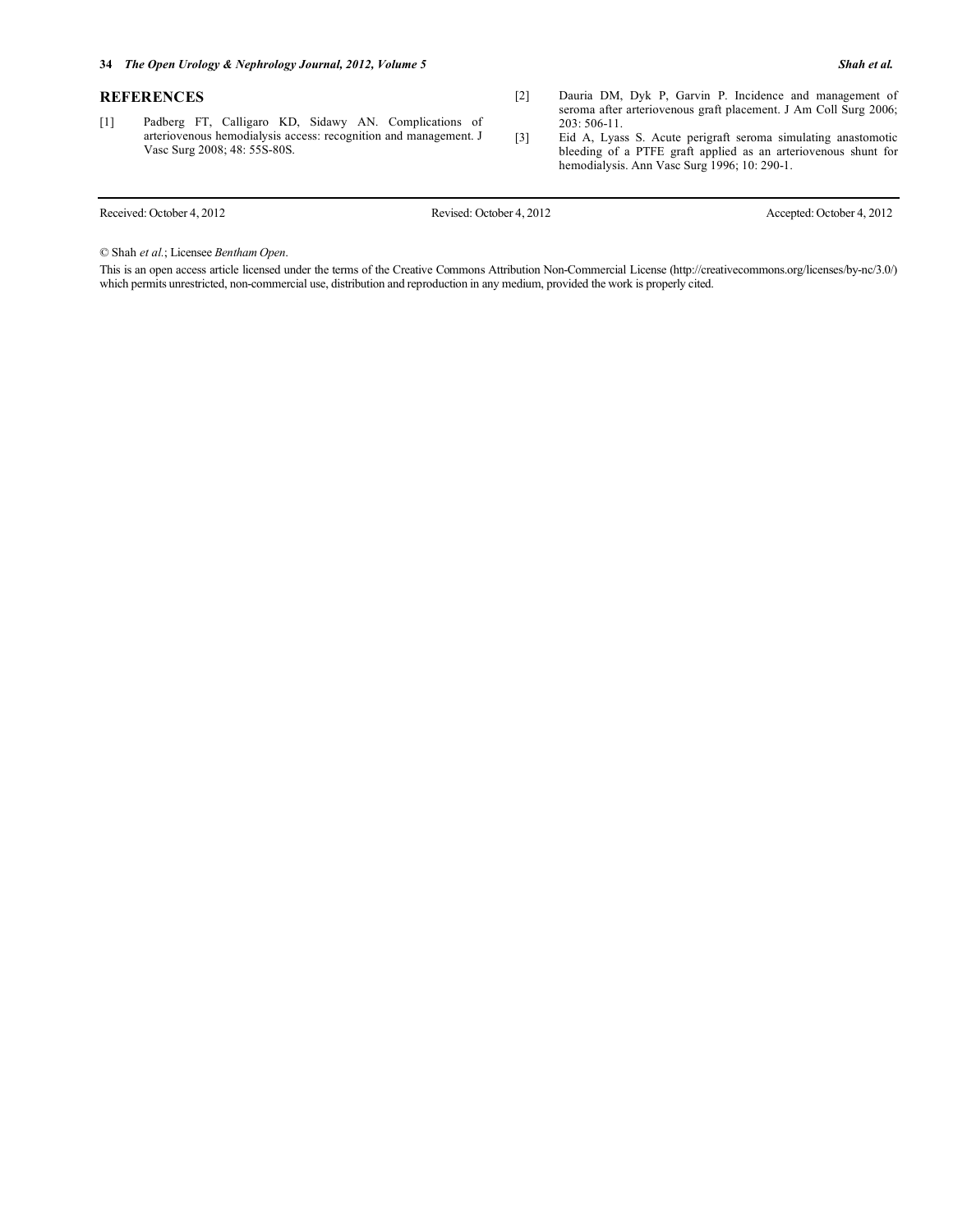## REFERENCES

[1] Padberg FT, Calligaro KD, Sidawy AN. Complications of arteriovenous hemodialysis access: recognition and management. J Vasc Surg 2008; 48: 55S-80S.

[2] Dauria DM, Dyk P, Garvin P. Incidence and management of seroma after arteriovenous graft placement. J Am Coll Surg 2006; 203: 506-11.

[3] Eid A, Lyass S. Acute perigraft seroma simulating anastomotic bleeding of a PTFE graft applied as an arteriovenous shunt for hemodialysis. Ann Vasc Surg 1996; 10: 290-1.

---

Received: October 4, 2012 | Revised: October 4, 2012 | Accepted: October 4, 2012

© Shah *et al.*; Licensee *Bentham Open*.

This is an open access article licensed under the terms of the Creative Commons Attribution Non-Commercial License (http://creativecommons.org/licenses/by-nc/3.0/) which permits unrestricted, non-commercial use, distribution and reproduction in any medium, provided the work is properly cited.